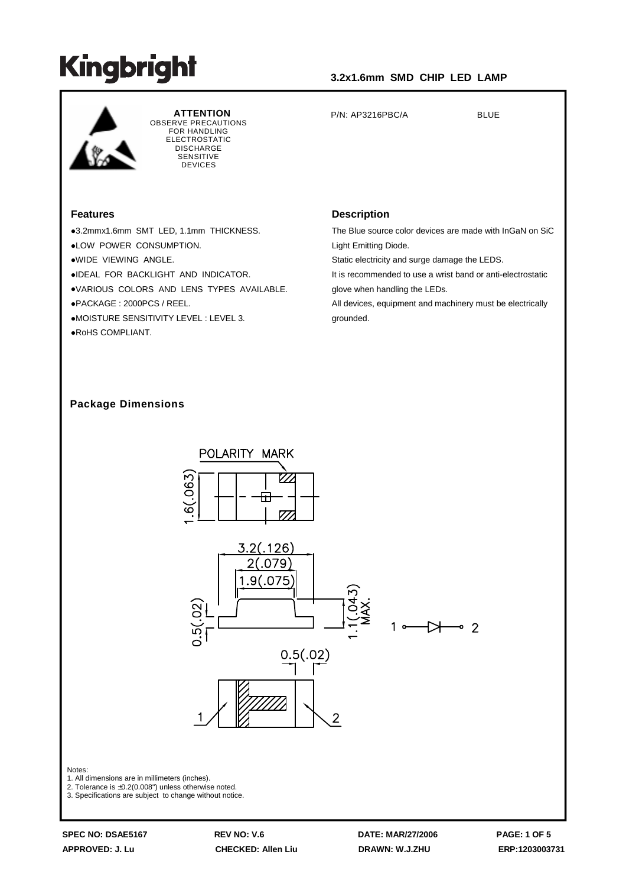# Kingbright

**3.2x1.6mm SMD CHIP LED LAMP**

**ATTENTION**
OBSERVE PRECAUTIONS FOR HANDLING ELECTROSTATIC DISCHARGE SENSITIVE DEVICES

P/N: AP3216PBC/A　　　BLUE

## Features

- 3.2mmx1.6mm SMT LED, 1.1mm THICKNESS.
- LOW POWER CONSUMPTION.
- WIDE VIEWING ANGLE.
- IDEAL FOR BACKLIGHT AND INDICATOR.
- VARIOUS COLORS AND LENS TYPES AVAILABLE.
- PACKAGE : 2000PCS / REEL.
- MOISTURE SENSITIVITY LEVEL : LEVEL 3.
- RoHS COMPLIANT.

## Description

The Blue source color devices are made with InGaN on SiC Light Emitting Diode.
Static electricity and surge damage the LEDS.
It is recommended to use a wrist band or anti-electrostatic glove when handling the LEDs.
All devices, equipment and machinery must be electrically grounded.

## Package Dimensions

POLARITY MARK

1.6(.063)

3.2(.126)
2(.079)
1.9(.075)
0.5(.02)
1.1(.043) MAX.
0.5(.02)

1 ——▷|—— 2

Notes:
1. All dimensions are in millimeters (inches).
2. Tolerance is ±0.2(0.008") unless otherwise noted.
3. Specifications are subject to change without notice.

**SPEC NO: DSAE5167**　**REV NO: V.6**　**DATE: MAR/27/2006**
**APPROVED: J. Lu**　**CHECKED: Allen Liu**　**DRAWN: W.J.ZHU**　**ERP:1203003731**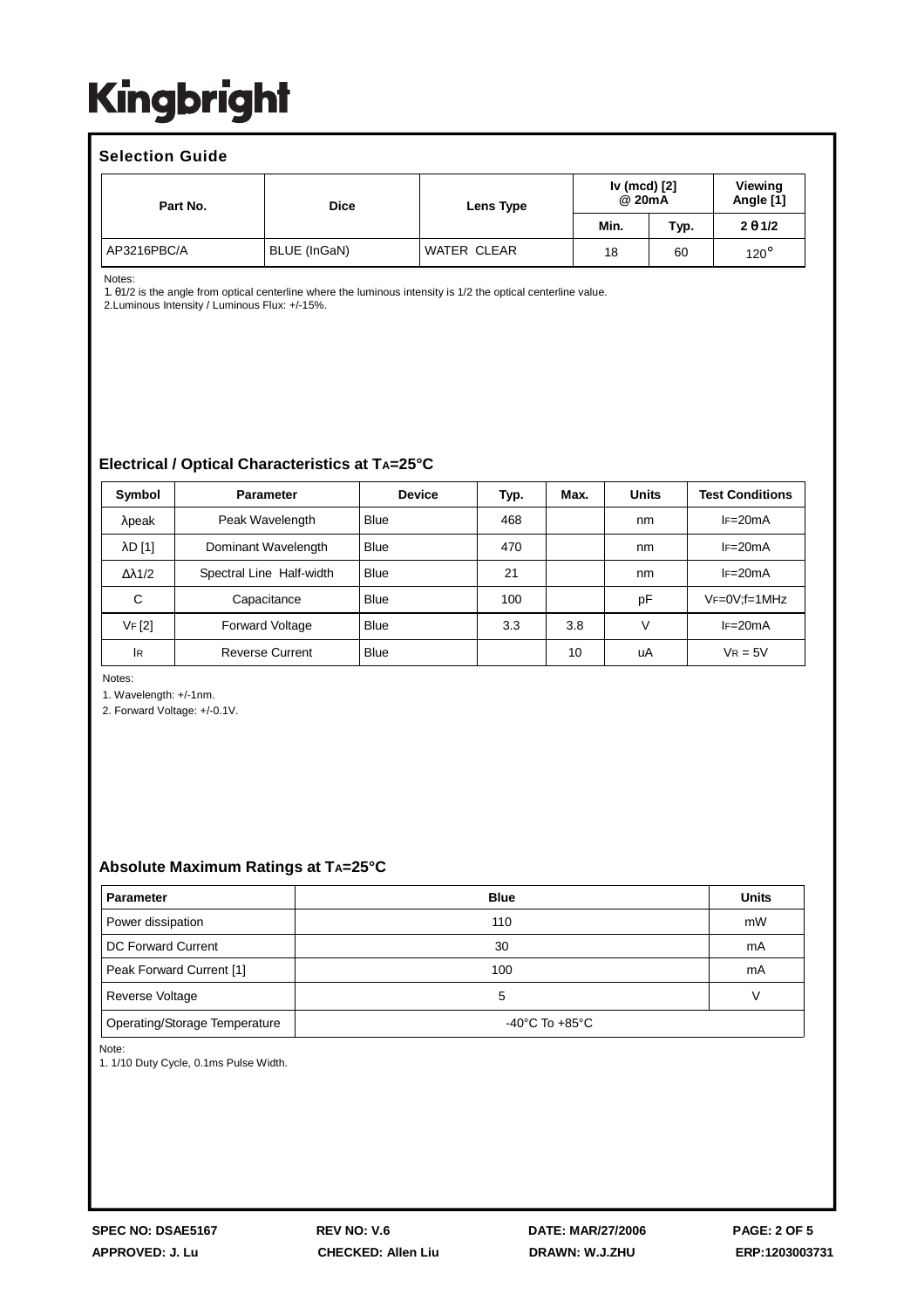Kingbright

## Selection Guide

| Part No. | Dice | Lens Type | Iv (mcd) [2] @ 20mA | | Viewing Angle [1] |
|---|---|---|---|---|---|
| | | | Min. | Typ. | $2\theta 1/2$ |
| AP3216PBC/A | BLUE (InGaN) | WATER CLEAR | 18 | 60 | 120° |

Notes:
1. θ1/2 is the angle from optical centerline where the luminous intensity is 1/2 the optical centerline value.
2. Luminous Intensity / Luminous Flux: +/-15%.

## Electrical / Optical Characteristics at $T_A$=25°C

| Symbol | Parameter | Device | Typ. | Max. | Units | Test Conditions |
|---|---|---|---|---|---|---|
| λpeak | Peak Wavelength | Blue | 468 | | nm | $I_F$=20mA |
| λD [1] | Dominant Wavelength | Blue | 470 | | nm | $I_F$=20mA |
| Δλ1/2 | Spectral Line Half-width | Blue | 21 | | nm | $I_F$=20mA |
| C | Capacitance | Blue | 100 | | pF | $V_F$=0V;f=1MHz |
| $V_F$ [2] | Forward Voltage | Blue | 3.3 | 3.8 | V | $I_F$=20mA |
| $I_R$ | Reverse Current | Blue | | 10 | uA | $V_R$ = 5V |

Notes:
1. Wavelength: +/-1nm.
2. Forward Voltage: +/-0.1V.

## Absolute Maximum Ratings at $T_A$=25°C

| Parameter | Blue | Units |
|---|---|---|
| Power dissipation | 110 | mW |
| DC Forward Current | 30 | mA |
| Peak Forward Current [1] | 100 | mA |
| Reverse Voltage | 5 | V |
| Operating/Storage Temperature | -40°C To +85°C | |

Note:
1. 1/10 Duty Cycle, 0.1ms Pulse Width.

SPEC NO: DSAE5167 REV NO: V.6 DATE: MAR/27/2006
APPROVED: J. Lu CHECKED: Allen Liu DRAWN: W.J.ZHU ERP:1203003731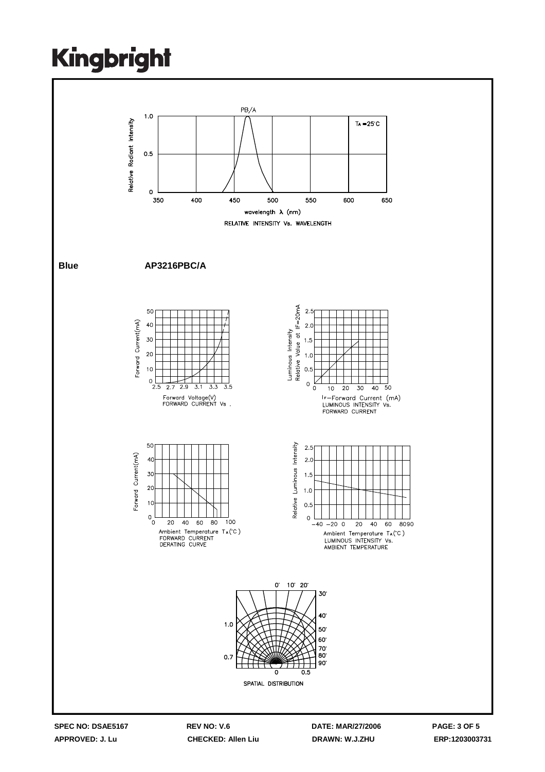PB/A

$T_A = 25°C$

Relative Radiant Intensity

wavelength λ (nm)

RELATIVE INTENSITY Vs. WAVELENGTH

**Blue** **AP3216PBC/A**

Forward Current(mA)

Forward Voltage(V)
FORWARD CURRENT Vs .

Luminous Intensity
Relative Value at IF=20mA

$I_F$—Forward Current (mA)
LUMINOUS INTENSITY Vs.
FORWARD CURRENT

Forward Current(mA)

Ambient Temperature $T_A$(°C)
FORWARD CURRENT
DERATING CURVE

Relative Luminous Intensity

Ambient Temperature $T_A$(°C)
LUMINOUS INTENSITY Vs.
AMBIENT TEMPERATURE

SPATIAL DISTRIBUTION

SPEC NO: DSAE5167 REV NO: V.6 DATE: MAR/27/2006

APPROVED: J. Lu CHECKED: Allen Liu DRAWN: W.J.ZHU ERP:1203003731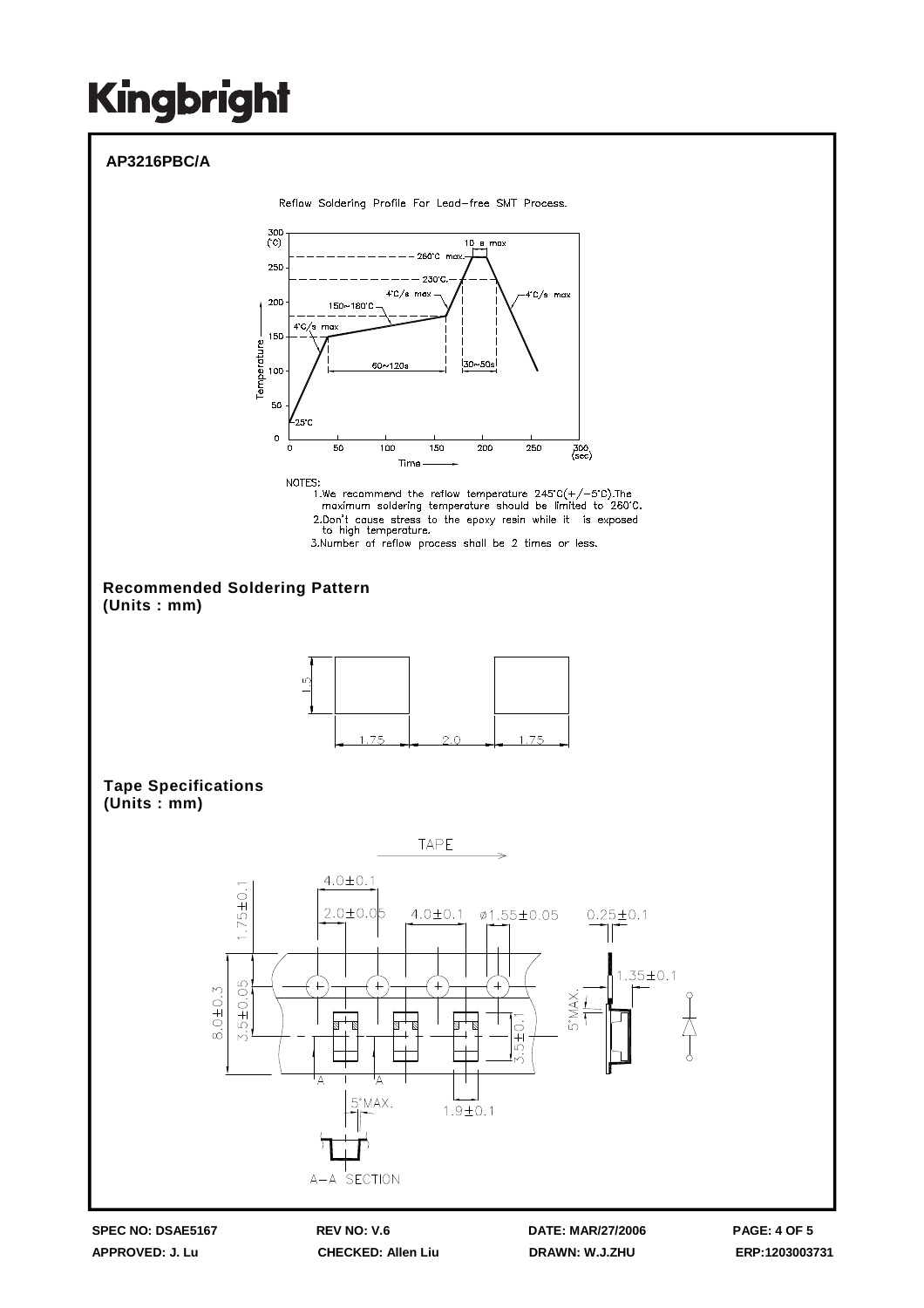Kingbright

**AP3216PBC/A**

Reflow Soldering Profile For Lead-free SMT Process.

NOTES:
1. We recommend the reflow temperature 245°C(+/-5°C).The maximum soldering temperature should be limited to 260°C.
2. Don't cause stress to the epoxy resin while it is exposed to high temperature.
3. Number of reflow process shall be 2 times or less.

**Recommended Soldering Pattern**
**(Units : mm)**

**Tape Specifications**
**(Units : mm)**

| SPEC NO: DSAE5167 | REV NO: V.6 | DATE: MAR/27/2006 | PAGE: 4 OF 5 |
|---|---|---|---|
| APPROVED: J. Lu | CHECKED: Allen Liu | DRAWN: W.J.ZHU | ERP:1203003731 |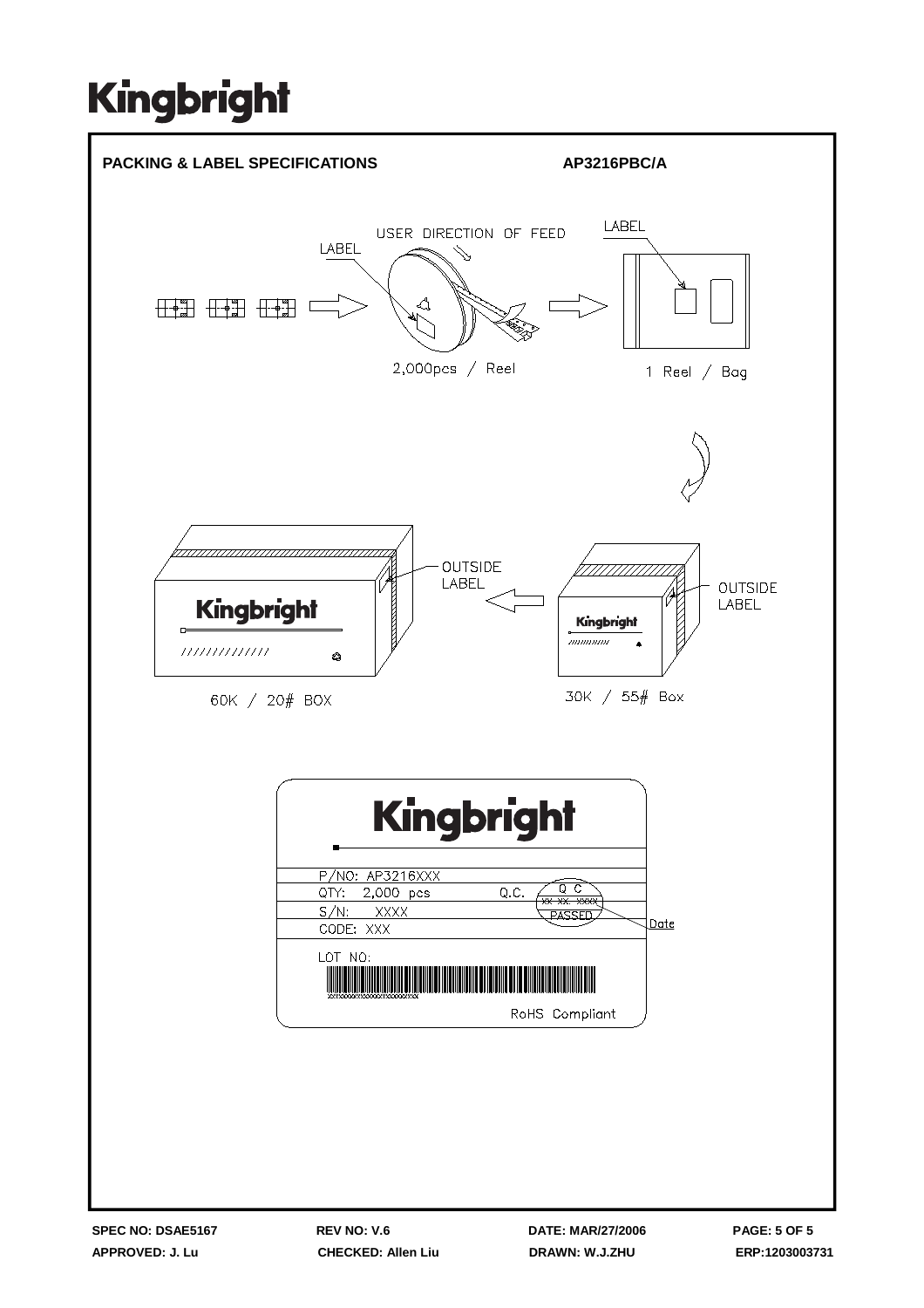Kingbright

## PACKING & LABEL SPECIFICATIONS

**AP3216PBC/A**

USER DIRECTION OF FEED

LABEL

LABEL

2,000pcs / Reel

1 Reel / Bag

OUTSIDE LABEL

OUTSIDE LABEL

60K / 20# BOX

30K / 55# Box

Kingbright

P/NO: AP3216XXX

QTY: 2,000 pcs Q.C.

S/N: XXXX

CODE: XXX

Q C XX XX XXXX PASSED

Date

LOT NO:

RoHS Compliant

SPEC NO: DSAE5167 REV NO: V.6 DATE: MAR/27/2006

APPROVED: J. Lu CHECKED: Allen Liu DRAWN: W.J.ZHU ERP:1203003731